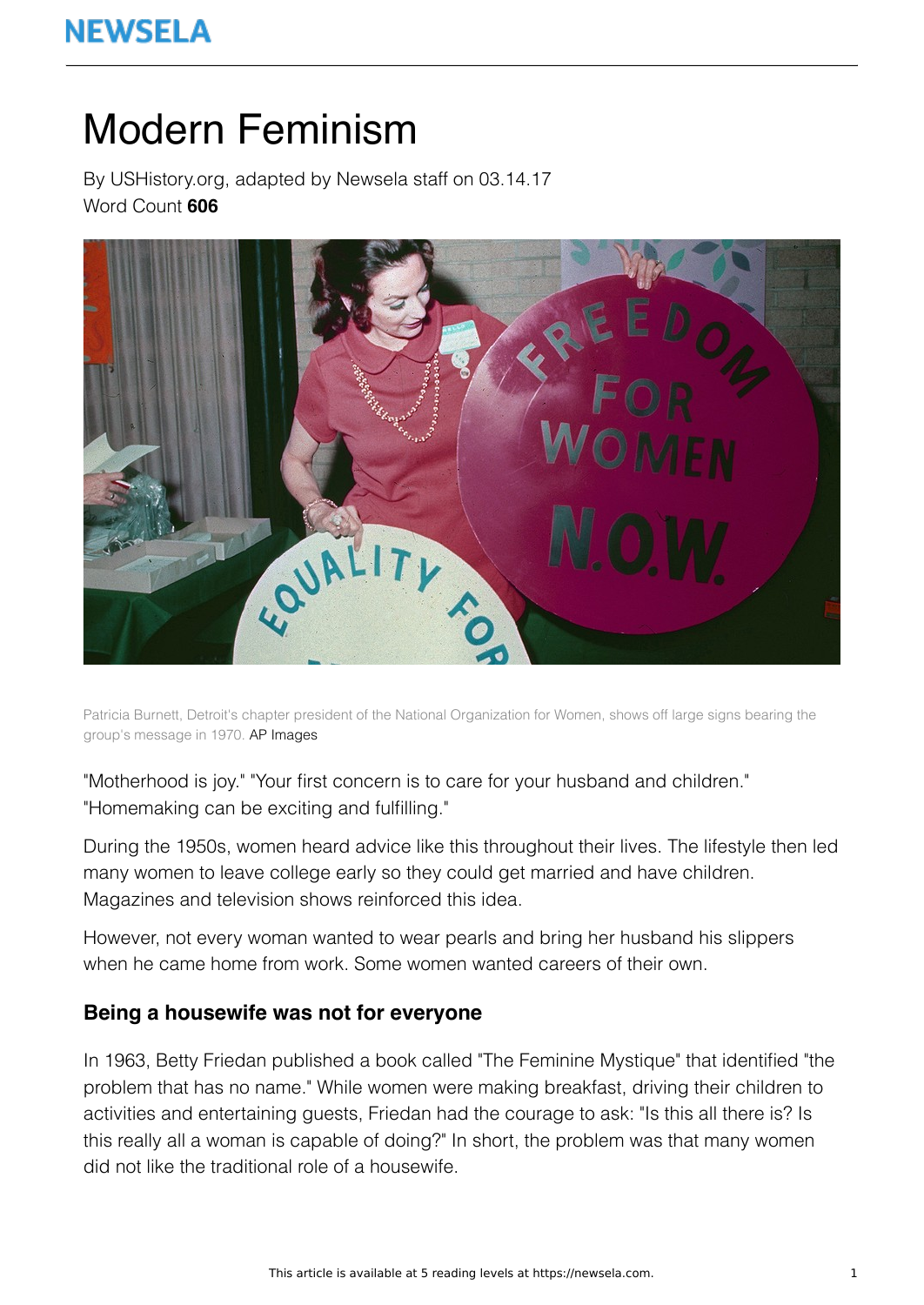# Modern Feminism

By USHistory.org, adapted by Newsela staff on 03.14.17

Word Count **606**

Patricia Burnett, Detroit's chapter president of the National Organization for Women, shows off large signs bearing the group's message in 1970. AP Images

"Motherhood is joy." "Your first concern is to care for your husband and children." "Homemaking can be exciting and fulfilling."

During the 1950s, women heard advice like this throughout their lives. The lifestyle then led many women to leave college early so they could get married and have children. Magazines and television shows reinforced this idea.

However, not every woman wanted to wear pearls and bring her husband his slippers when he came home from work. Some women wanted careers of their own.

### Being a housewife was not for everyone

In 1963, Betty Friedan published a book called "The Feminine Mystique" that identified "the problem that has no name." While women were making breakfast, driving their children to activities and entertaining guests, Friedan had the courage to ask: "Is this all there is? Is this really all a woman is capable of doing?" In short, the problem was that many women did not like the traditional role of a housewife.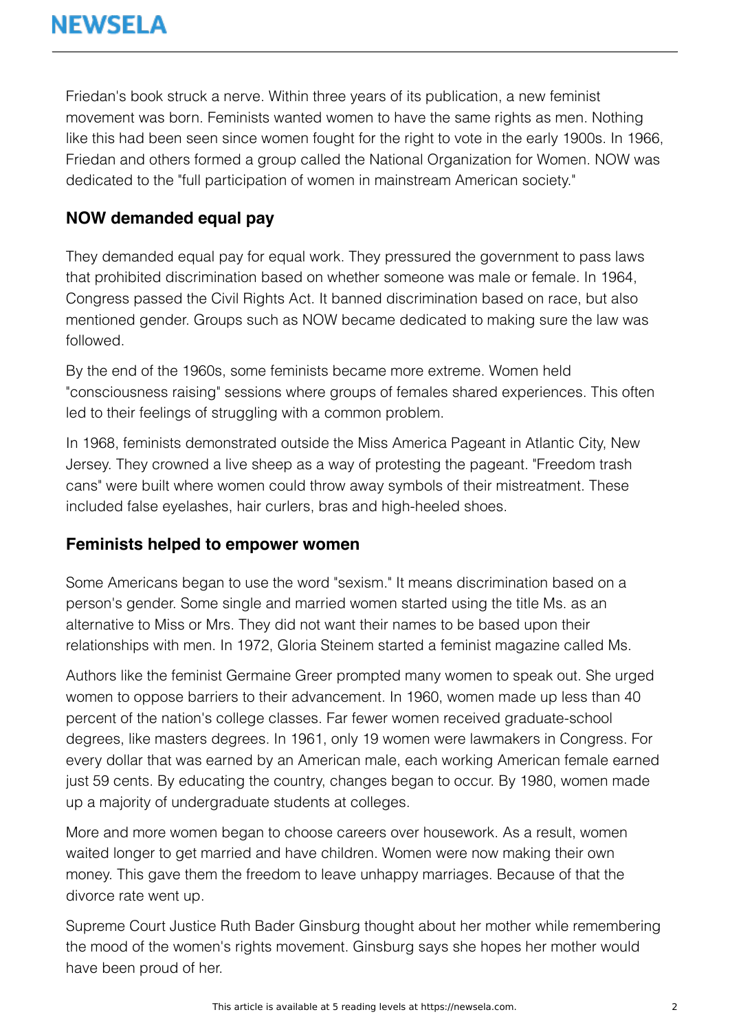Friedan's book struck a nerve. Within three years of its publication, a new feminist movement was born. Feminists wanted women to have the same rights as men. Nothing like this had been seen since women fought for the right to vote in the early 1900s. In 1966, Friedan and others formed a group called the National Organization for Women. NOW was dedicated to the "full participation of women in mainstream American society."

## NOW demanded equal pay

They demanded equal pay for equal work. They pressured the government to pass laws that prohibited discrimination based on whether someone was male or female. In 1964, Congress passed the Civil Rights Act. It banned discrimination based on race, but also mentioned gender. Groups such as NOW became dedicated to making sure the law was followed.

By the end of the 1960s, some feminists became more extreme. Women held "consciousness raising" sessions where groups of females shared experiences. This often led to their feelings of struggling with a common problem.

In 1968, feminists demonstrated outside the Miss America Pageant in Atlantic City, New Jersey. They crowned a live sheep as a way of protesting the pageant. "Freedom trash cans" were built where women could throw away symbols of their mistreatment. These included false eyelashes, hair curlers, bras and high-heeled shoes.

## Feminists helped to empower women

Some Americans began to use the word "sexism." It means discrimination based on a person's gender. Some single and married women started using the title Ms. as an alternative to Miss or Mrs. They did not want their names to be based upon their relationships with men. In 1972, Gloria Steinem started a feminist magazine called Ms.

Authors like the feminist Germaine Greer prompted many women to speak out. She urged women to oppose barriers to their advancement. In 1960, women made up less than 40 percent of the nation's college classes. Far fewer women received graduate-school degrees, like masters degrees. In 1961, only 19 women were lawmakers in Congress. For every dollar that was earned by an American male, each working American female earned just 59 cents. By educating the country, changes began to occur. By 1980, women made up a majority of undergraduate students at colleges.

More and more women began to choose careers over housework. As a result, women waited longer to get married and have children. Women were now making their own money. This gave them the freedom to leave unhappy marriages. Because of that the divorce rate went up.

Supreme Court Justice Ruth Bader Ginsburg thought about her mother while remembering the mood of the women's rights movement. Ginsburg says she hopes her mother would have been proud of her.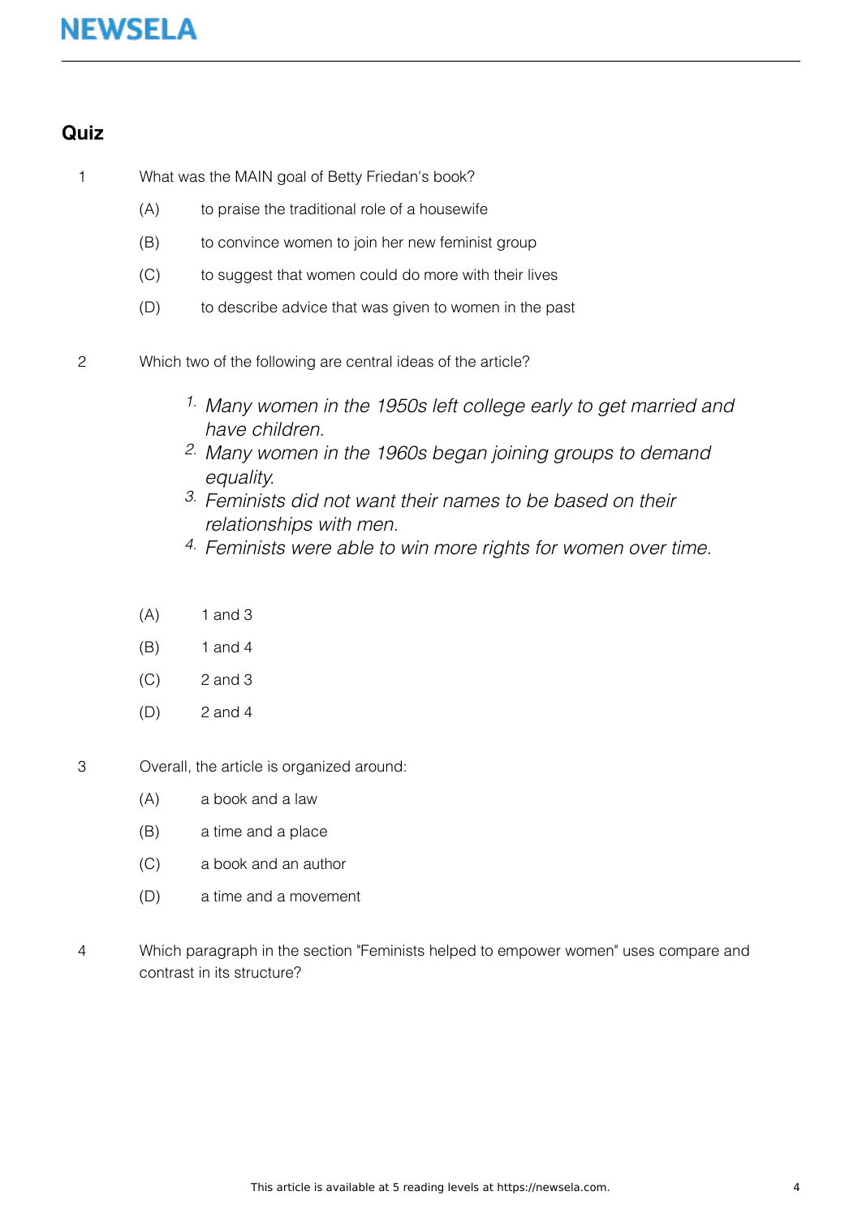## Quiz

1. What was the MAIN goal of Betty Friedan's book?

   (A) to praise the traditional role of a housewife

   (B) to convince women to join her new feminist group

   (C) to suggest that women could do more with their lives

   (D) to describe advice that was given to women in the past

2. Which two of the following are central ideas of the article?

   1. *Many women in the 1950s left college early to get married and have children.*
   2. *Many women in the 1960s began joining groups to demand equality.*
   3. *Feminists did not want their names to be based on their relationships with men.*
   4. *Feminists were able to win more rights for women over time.*

   (A) 1 and 3

   (B) 1 and 4

   (C) 2 and 3

   (D) 2 and 4

3. Overall, the article is organized around:

   (A) a book and a law

   (B) a time and a place

   (C) a book and an author

   (D) a time and a movement

4. Which paragraph in the section "Feminists helped to empower women" uses compare and contrast in its structure?